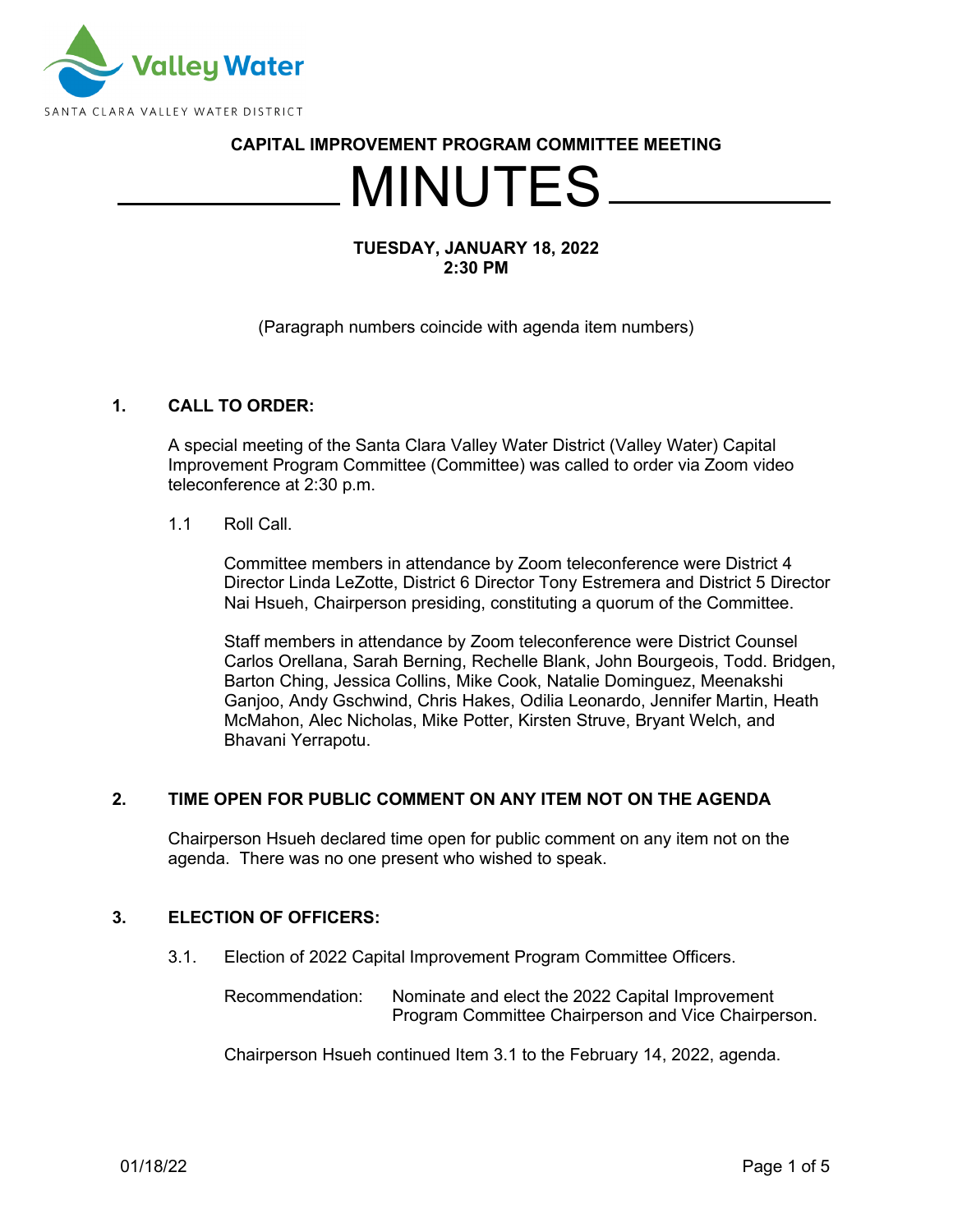SANTA CLARA VALLEY WATER DISTRICT

**CAPITAL IMPROVEMENT PROGRAM COMMITTEE MEETING**

# MINUTES

**TUESDAY, JANUARY 18, 2022**
**2:30 PM**

(Paragraph numbers coincide with agenda item numbers)

## 1. CALL TO ORDER:

A special meeting of the Santa Clara Valley Water District (Valley Water) Capital Improvement Program Committee (Committee) was called to order via Zoom video teleconference at 2:30 p.m.

1.1 Roll Call.

Committee members in attendance by Zoom teleconference were District 4 Director Linda LeZotte, District 6 Director Tony Estremera and District 5 Director Nai Hsueh, Chairperson presiding, constituting a quorum of the Committee.

Staff members in attendance by Zoom teleconference were District Counsel Carlos Orellana, Sarah Berning, Rechelle Blank, John Bourgeois, Todd. Bridgen, Barton Ching, Jessica Collins, Mike Cook, Natalie Dominguez, Meenakshi Ganjoo, Andy Gschwind, Chris Hakes, Odilia Leonardo, Jennifer Martin, Heath McMahon, Alec Nicholas, Mike Potter, Kirsten Struve, Bryant Welch, and Bhavani Yerrapotu.

## 2. TIME OPEN FOR PUBLIC COMMENT ON ANY ITEM NOT ON THE AGENDA

Chairperson Hsueh declared time open for public comment on any item not on the agenda. There was no one present who wished to speak.

## 3. ELECTION OF OFFICERS:

3.1. Election of 2022 Capital Improvement Program Committee Officers.

Recommendation: Nominate and elect the 2022 Capital Improvement Program Committee Chairperson and Vice Chairperson.

Chairperson Hsueh continued Item 3.1 to the February 14, 2022, agenda.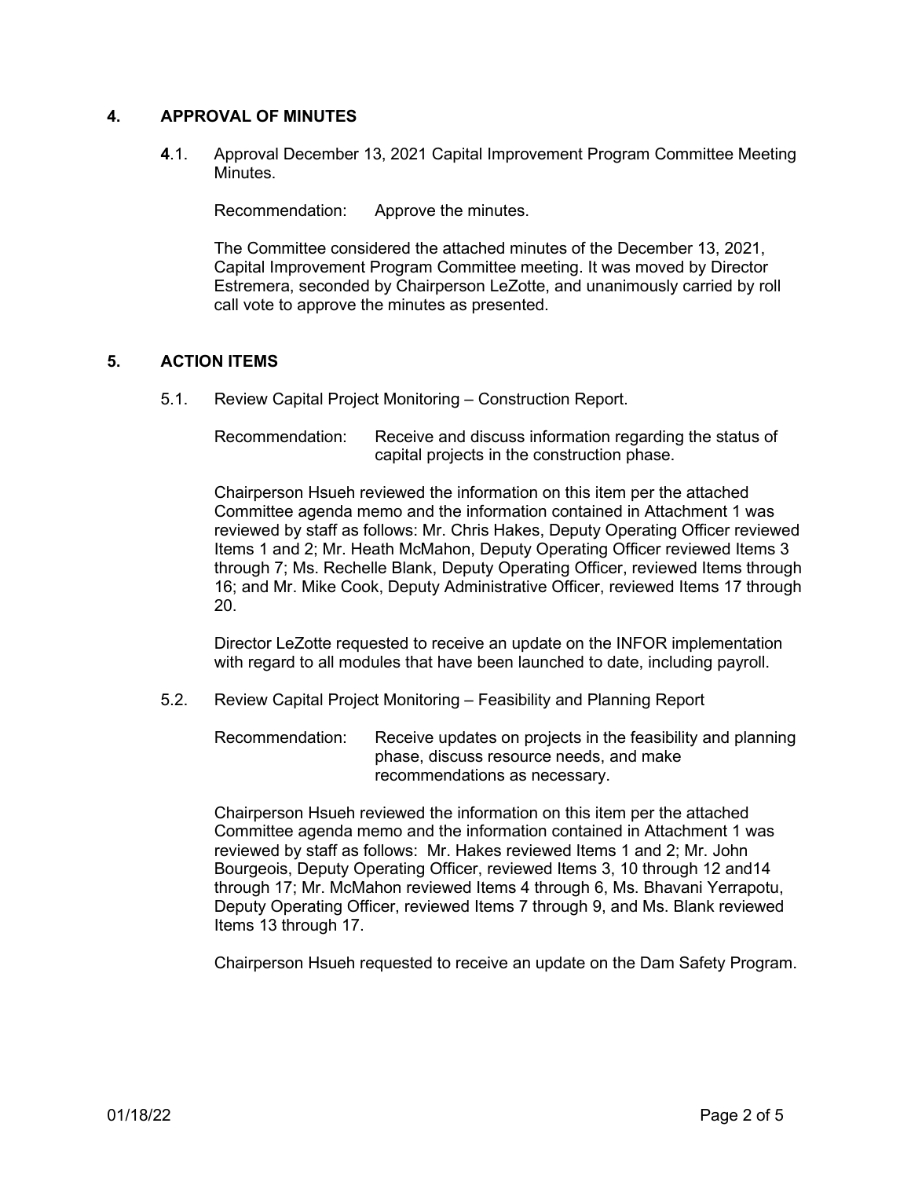## 4. APPROVAL OF MINUTES

**4**.1. Approval December 13, 2021 Capital Improvement Program Committee Meeting Minutes.

Recommendation: Approve the minutes.

The Committee considered the attached minutes of the December 13, 2021, Capital Improvement Program Committee meeting. It was moved by Director Estremera, seconded by Chairperson LeZotte, and unanimously carried by roll call vote to approve the minutes as presented.

## 5. ACTION ITEMS

5.1. Review Capital Project Monitoring – Construction Report.

Recommendation: Receive and discuss information regarding the status of capital projects in the construction phase.

Chairperson Hsueh reviewed the information on this item per the attached Committee agenda memo and the information contained in Attachment 1 was reviewed by staff as follows: Mr. Chris Hakes, Deputy Operating Officer reviewed Items 1 and 2; Mr. Heath McMahon, Deputy Operating Officer reviewed Items 3 through 7; Ms. Rechelle Blank, Deputy Operating Officer, reviewed Items through 16; and Mr. Mike Cook, Deputy Administrative Officer, reviewed Items 17 through 20.

Director LeZotte requested to receive an update on the INFOR implementation with regard to all modules that have been launched to date, including payroll.

5.2. Review Capital Project Monitoring – Feasibility and Planning Report

Recommendation: Receive updates on projects in the feasibility and planning phase, discuss resource needs, and make recommendations as necessary.

Chairperson Hsueh reviewed the information on this item per the attached Committee agenda memo and the information contained in Attachment 1 was reviewed by staff as follows: Mr. Hakes reviewed Items 1 and 2; Mr. John Bourgeois, Deputy Operating Officer, reviewed Items 3, 10 through 12 and14 through 17; Mr. McMahon reviewed Items 4 through 6, Ms. Bhavani Yerrapotu, Deputy Operating Officer, reviewed Items 7 through 9, and Ms. Blank reviewed Items 13 through 17.

Chairperson Hsueh requested to receive an update on the Dam Safety Program.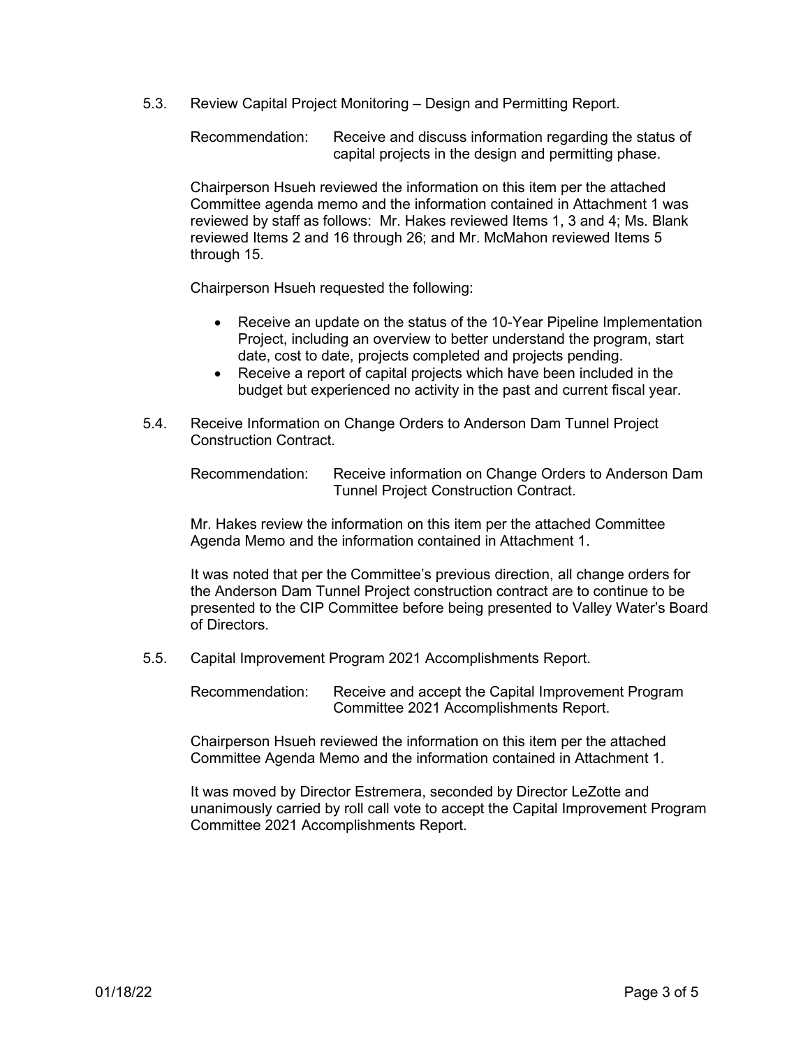5.3. Review Capital Project Monitoring – Design and Permitting Report.

Recommendation: Receive and discuss information regarding the status of capital projects in the design and permitting phase.

Chairperson Hsueh reviewed the information on this item per the attached Committee agenda memo and the information contained in Attachment 1 was reviewed by staff as follows: Mr. Hakes reviewed Items 1, 3 and 4; Ms. Blank reviewed Items 2 and 16 through 26; and Mr. McMahon reviewed Items 5 through 15.

Chairperson Hsueh requested the following:

- Receive an update on the status of the 10-Year Pipeline Implementation Project, including an overview to better understand the program, start date, cost to date, projects completed and projects pending.
- Receive a report of capital projects which have been included in the budget but experienced no activity in the past and current fiscal year.

5.4. Receive Information on Change Orders to Anderson Dam Tunnel Project Construction Contract.

Recommendation: Receive information on Change Orders to Anderson Dam Tunnel Project Construction Contract.

Mr. Hakes review the information on this item per the attached Committee Agenda Memo and the information contained in Attachment 1.

It was noted that per the Committee's previous direction, all change orders for the Anderson Dam Tunnel Project construction contract are to continue to be presented to the CIP Committee before being presented to Valley Water's Board of Directors.

5.5. Capital Improvement Program 2021 Accomplishments Report.

Recommendation: Receive and accept the Capital Improvement Program Committee 2021 Accomplishments Report.

Chairperson Hsueh reviewed the information on this item per the attached Committee Agenda Memo and the information contained in Attachment 1.

It was moved by Director Estremera, seconded by Director LeZotte and unanimously carried by roll call vote to accept the Capital Improvement Program Committee 2021 Accomplishments Report.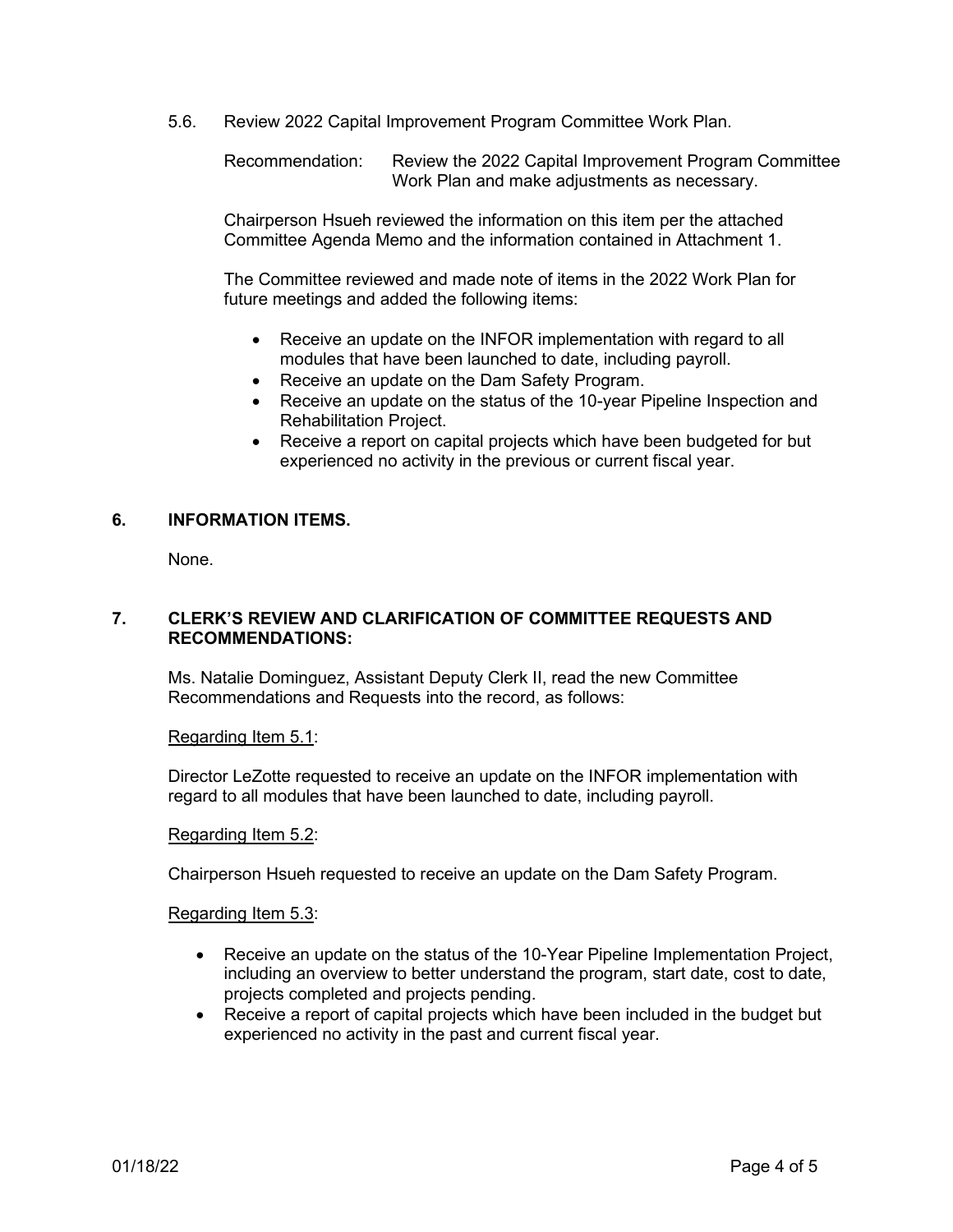5.6. Review 2022 Capital Improvement Program Committee Work Plan.

Recommendation: Review the 2022 Capital Improvement Program Committee Work Plan and make adjustments as necessary.

Chairperson Hsueh reviewed the information on this item per the attached Committee Agenda Memo and the information contained in Attachment 1.

The Committee reviewed and made note of items in the 2022 Work Plan for future meetings and added the following items:

- Receive an update on the INFOR implementation with regard to all modules that have been launched to date, including payroll.
- Receive an update on the Dam Safety Program.
- Receive an update on the status of the 10-year Pipeline Inspection and Rehabilitation Project.
- Receive a report on capital projects which have been budgeted for but experienced no activity in the previous or current fiscal year.

## 6. INFORMATION ITEMS.

None.

## 7. CLERK'S REVIEW AND CLARIFICATION OF COMMITTEE REQUESTS AND RECOMMENDATIONS:

Ms. Natalie Dominguez, Assistant Deputy Clerk II, read the new Committee Recommendations and Requests into the record, as follows:

Regarding Item 5.1:

Director LeZotte requested to receive an update on the INFOR implementation with regard to all modules that have been launched to date, including payroll.

Regarding Item 5.2:

Chairperson Hsueh requested to receive an update on the Dam Safety Program.

Regarding Item 5.3:

- Receive an update on the status of the 10-Year Pipeline Implementation Project, including an overview to better understand the program, start date, cost to date, projects completed and projects pending.
- Receive a report of capital projects which have been included in the budget but experienced no activity in the past and current fiscal year.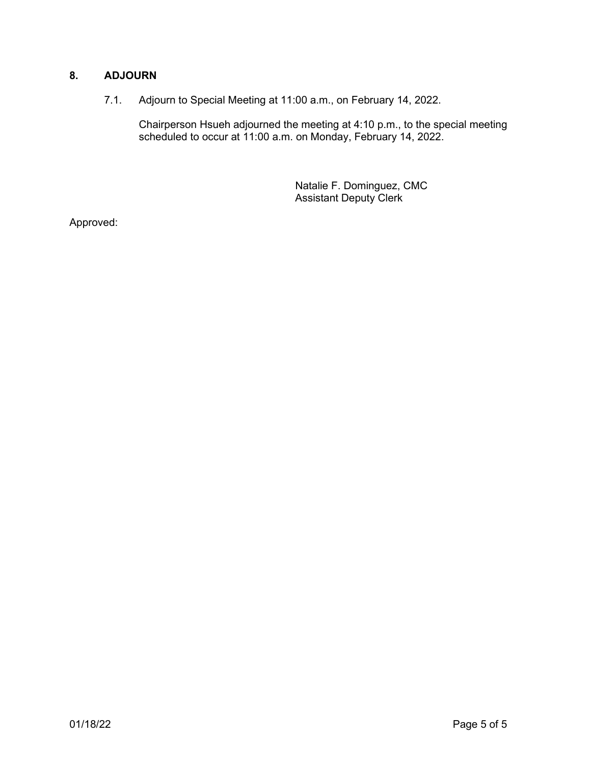## 8. ADJOURN

7.1. Adjourn to Special Meeting at 11:00 a.m., on February 14, 2022.

Chairperson Hsueh adjourned the meeting at 4:10 p.m., to the special meeting scheduled to occur at 11:00 a.m. on Monday, February 14, 2022.

Natalie F. Dominguez, CMC
Assistant Deputy Clerk

Approved: